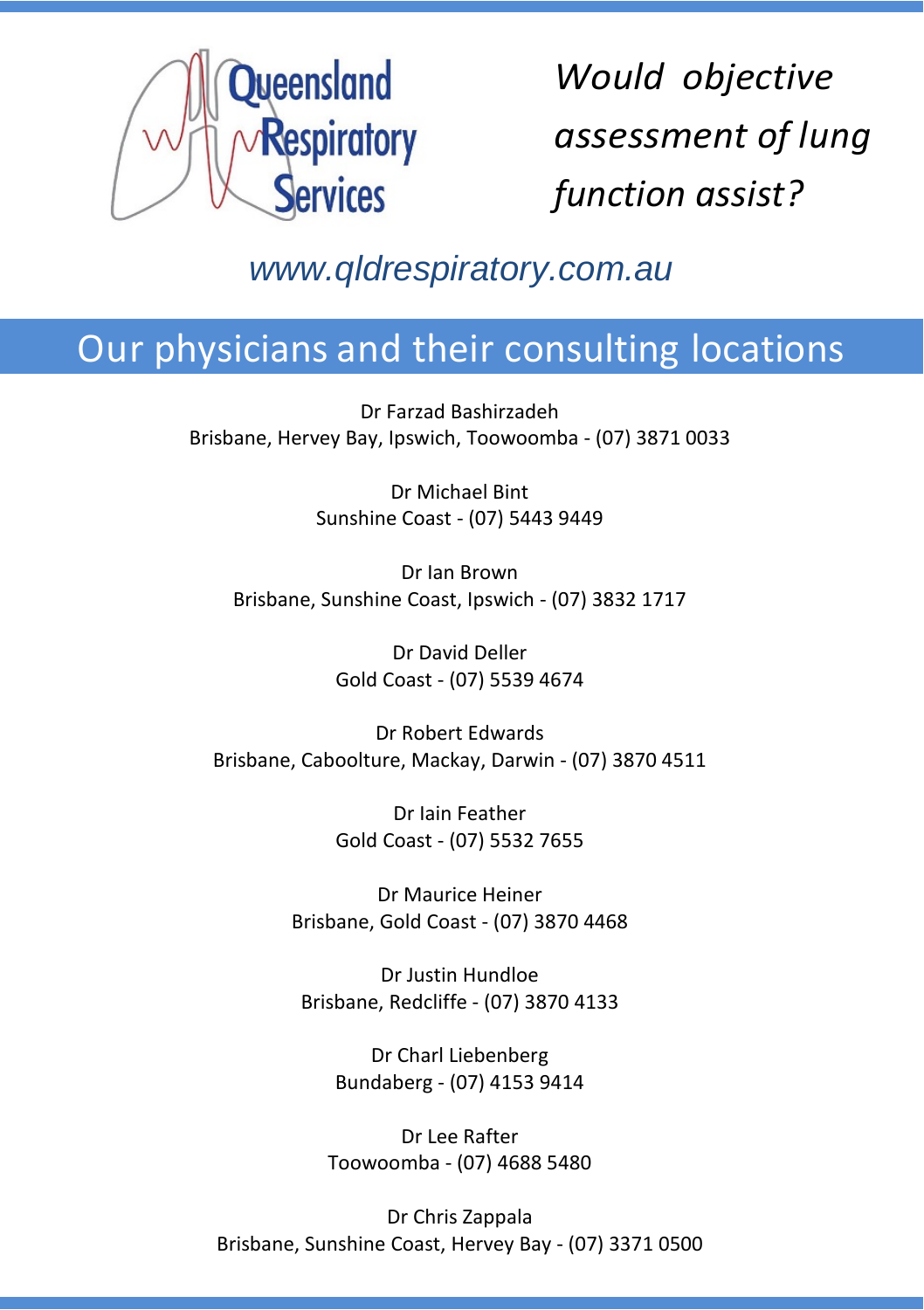Queensland Respiratory Services

*Would objective assessment of lung function assist?*

www.qldrespiratory.com.au

## Our physicians and their consulting locations

Dr Farzad Bashirzadeh
Brisbane, Hervey Bay, Ipswich, Toowoomba - (07) 3871 0033

Dr Michael Bint
Sunshine Coast - (07) 5443 9449

Dr Ian Brown
Brisbane, Sunshine Coast, Ipswich - (07) 3832 1717

Dr David Deller
Gold Coast - (07) 5539 4674

Dr Robert Edwards
Brisbane, Caboolture, Mackay, Darwin - (07) 3870 4511

Dr Iain Feather
Gold Coast - (07) 5532 7655

Dr Maurice Heiner
Brisbane, Gold Coast - (07) 3870 4468

Dr Justin Hundloe
Brisbane, Redcliffe - (07) 3870 4133

Dr Charl Liebenberg
Bundaberg - (07) 4153 9414

Dr Lee Rafter
Toowoomba - (07) 4688 5480

Dr Chris Zappala
Brisbane, Sunshine Coast, Hervey Bay - (07) 3371 0500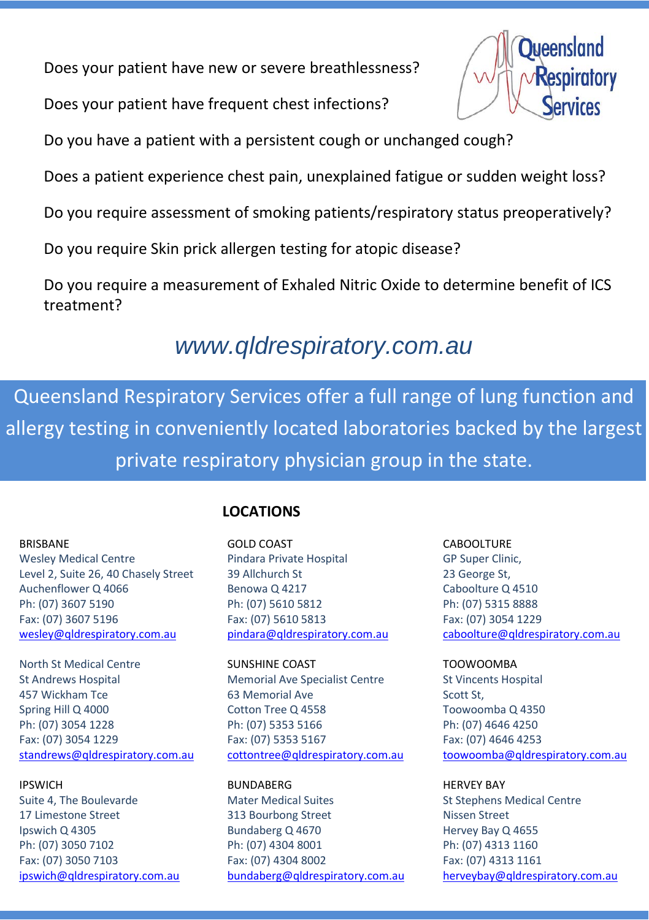Queensland Respiratory Services

Does your patient have new or severe breathlessness?

Does your patient have frequent chest infections?

Do you have a patient with a persistent cough or unchanged cough?

Does a patient experience chest pain, unexplained fatigue or sudden weight loss?

Do you require assessment of smoking patients/respiratory status preoperatively?

Do you require Skin prick allergen testing for atopic disease?

Do you require a measurement of Exhaled Nitric Oxide to determine benefit of ICS treatment?

*www.qldrespiratory.com.au*

Queensland Respiratory Services offer a full range of lung function and allergy testing in conveniently located laboratories backed by the largest private respiratory physician group in the state.

## LOCATIONS

BRISBANE
Wesley Medical Centre
Level 2, Suite 26, 40 Chasely Street
Auchenflower Q 4066
Ph: (07) 3607 5190
Fax: (07) 3607 5196
wesley@qldrespiratory.com.au

North St Medical Centre
St Andrews Hospital
457 Wickham Tce
Spring Hill Q 4000
Ph: (07) 3054 1228
Fax: (07) 3054 1229
standrews@qldrespiratory.com.au

IPSWICH
Suite 4, The Boulevarde
17 Limestone Street
Ipswich Q 4305
Ph: (07) 3050 7102
Fax: (07) 3050 7103
ipswich@qldrespiratory.com.au

GOLD COAST
Pindara Private Hospital
39 Allchurch St
Benowa Q 4217
Ph: (07) 5610 5812
Fax: (07) 5610 5813
pindara@qldrespiratory.com.au

SUNSHINE COAST
Memorial Ave Specialist Centre
63 Memorial Ave
Cotton Tree Q 4558
Ph: (07) 5353 5166
Fax: (07) 5353 5167
cottontree@qldrespiratory.com.au

BUNDABERG
Mater Medical Suites
313 Bourbong Street
Bundaberg Q 4670
Ph: (07) 4304 8001
Fax: (07) 4304 8002
bundaberg@qldrespiratory.com.au

CABOOLTURE
GP Super Clinic,
23 George St,
Caboolture Q 4510
Ph: (07) 5315 8888
Fax: (07) 3054 1229
caboolture@qldrespiratory.com.au

TOOWOOMBA
St Vincents Hospital
Scott St,
Toowoomba Q 4350
Ph: (07) 4646 4250
Fax: (07) 4646 4253
toowoomba@qldrespiratory.com.au

HERVEY BAY
St Stephens Medical Centre
Nissen Street
Hervey Bay Q 4655
Ph: (07) 4313 1160
Fax: (07) 4313 1161
herveybay@qldrespiratory.com.au